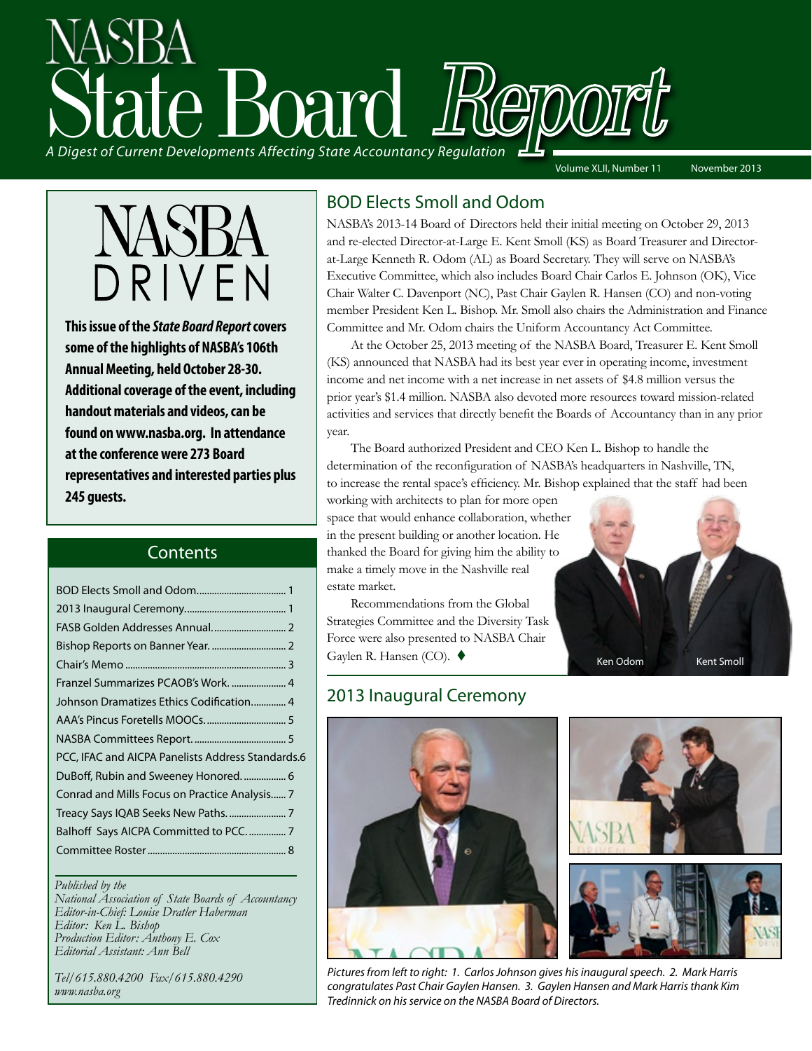# NASBA State Board *Report*

*A Digest of Current Developments Affecting State Accountancy Regulation*

Volume XLII, Number 11 — November 2013

## NASBA DRIVEN

**This issue of the *State Board Report* covers some of the highlights of NASBA's 106th Annual Meeting, held October 28-30. Additional coverage of the event, including handout materials and videos, can be found on www.nasba.org. In attendance at the conference were 273 Board representatives and interested parties plus 245 guests.**

### Contents

| | |
|---|---|
| BOD Elects Smoll and Odom | 1 |
| 2013 Inaugural Ceremony | 1 |
| FASB Golden Addresses Annual | 2 |
| Bishop Reports on Banner Year. | 2 |
| Chair's Memo | 3 |
| Franzel Summarizes PCAOB's Work. | 4 |
| Johnson Dramatizes Ethics Codification | 4 |
| AAA's Pincus Foretells MOOCs. | 5 |
| NASBA Committees Report. | 5 |
| PCC, IFAC and AICPA Panelists Address Standards | 6 |
| DuBoff, Rubin and Sweeney Honored. | 6 |
| Conrad and Mills Focus on Practice Analysis | 7 |
| Treacy Says IQAB Seeks New Paths. | 7 |
| Balhoff Says AICPA Committed to PCC. | 7 |
| Committee Roster | 8 |

*Published by the*
*National Association of State Boards of Accountancy*
*Editor-in-Chief: Louise Dratler Haberman*
*Editor: Ken L. Bishop*
*Production Editor: Anthony E. Cox*
*Editorial Assistant: Ann Bell*

*Tel/615.880.4200 Fax/615.880.4290*
*www.nasba.org*

## BOD Elects Smoll and Odom

NASBA's 2013-14 Board of Directors held their initial meeting on October 29, 2013 and re-elected Director-at-Large E. Kent Smoll (KS) as Board Treasurer and Director-at-Large Kenneth R. Odom (AL) as Board Secretary. They will serve on NASBA's Executive Committee, which also includes Board Chair Carlos E. Johnson (OK), Vice Chair Walter C. Davenport (NC), Past Chair Gaylen R. Hansen (CO) and non-voting member President Ken L. Bishop. Mr. Smoll also chairs the Administration and Finance Committee and Mr. Odom chairs the Uniform Accountancy Act Committee.

At the October 25, 2013 meeting of the NASBA Board, Treasurer E. Kent Smoll (KS) announced that NASBA had its best year ever in operating income, investment income and net income with a net increase in net assets of $4.8 million versus the prior year's $1.4 million. NASBA also devoted more resources toward mission-related activities and services that directly benefit the Boards of Accountancy than in any prior year.

The Board authorized President and CEO Ken L. Bishop to handle the determination of the reconfiguration of NASBA's headquarters in Nashville, TN, to increase the rental space's efficiency. Mr. Bishop explained that the staff had been working with architects to plan for more open space that would enhance collaboration, whether in the present building or another location. He thanked the Board for giving him the ability to make a timely move in the Nashville real estate market.

Recommendations from the Global Strategies Committee and the Diversity Task Force were also presented to NASBA Chair Gaylen R. Hansen (CO). ♦

Ken Odom — Kent Smoll

## 2013 Inaugural Ceremony

*Pictures from left to right: 1. Carlos Johnson gives his inaugural speech. 2. Mark Harris congratulates Past Chair Gaylen Hansen. 3. Gaylen Hansen and Mark Harris thank Kim Tredinnick on his service on the NASBA Board of Directors.*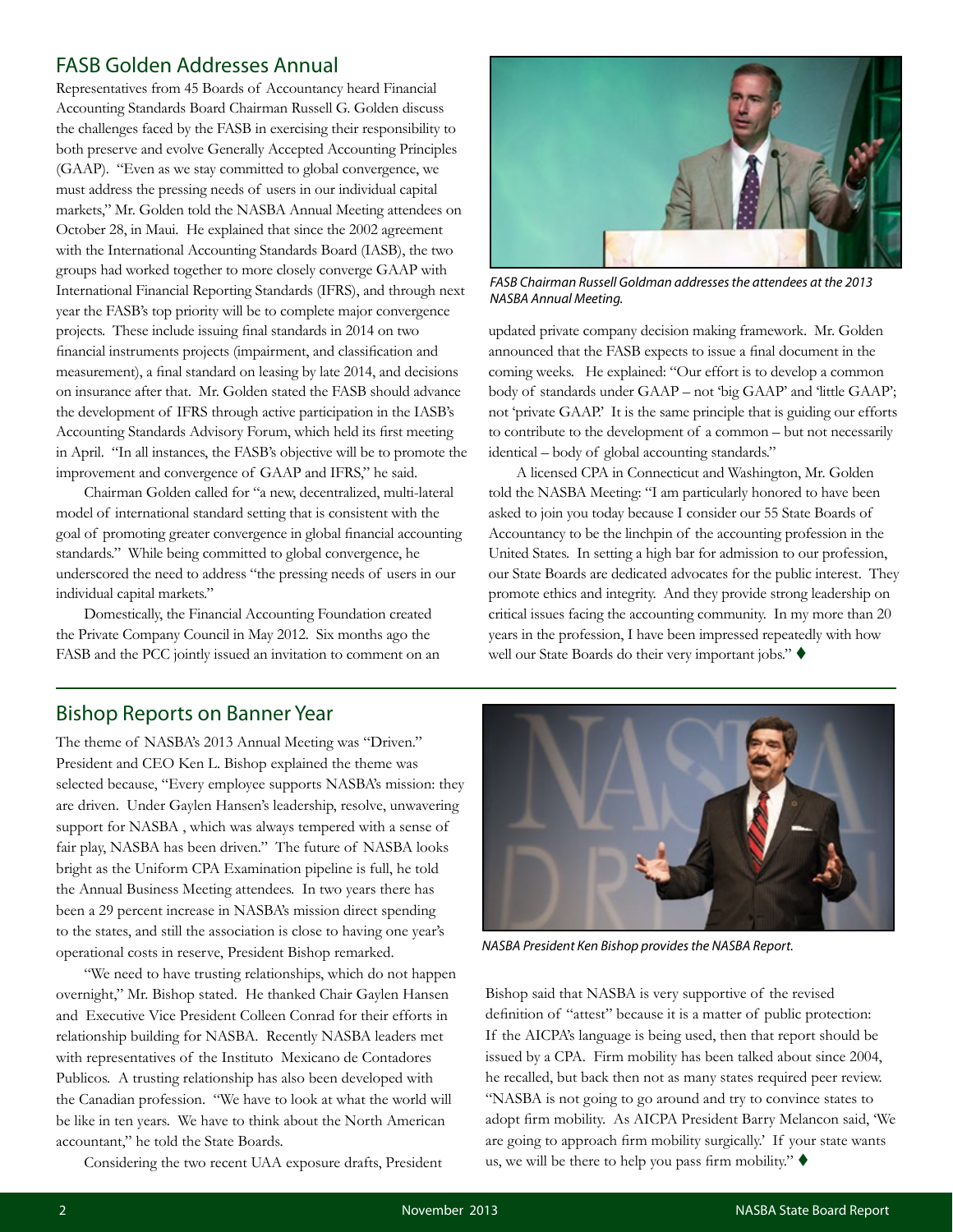## FASB Golden Addresses Annual

Representatives from 45 Boards of Accountancy heard Financial Accounting Standards Board Chairman Russell G. Golden discuss the challenges faced by the FASB in exercising their responsibility to both preserve and evolve Generally Accepted Accounting Principles (GAAP). "Even as we stay committed to global convergence, we must address the pressing needs of users in our individual capital markets," Mr. Golden told the NASBA Annual Meeting attendees on October 28, in Maui. He explained that since the 2002 agreement with the International Accounting Standards Board (IASB), the two groups had worked together to more closely converge GAAP with International Financial Reporting Standards (IFRS), and through next year the FASB's top priority will be to complete major convergence projects. These include issuing final standards in 2014 on two financial instruments projects (impairment, and classification and measurement), a final standard on leasing by late 2014, and decisions on insurance after that. Mr. Golden stated the FASB should advance the development of IFRS through active participation in the IASB's Accounting Standards Advisory Forum, which held its first meeting in April. "In all instances, the FASB's objective will be to promote the improvement and convergence of GAAP and IFRS," he said.

Chairman Golden called for "a new, decentralized, multi-lateral model of international standard setting that is consistent with the goal of promoting greater convergence in global financial accounting standards." While being committed to global convergence, he underscored the need to address "the pressing needs of users in our individual capital markets."

Domestically, the Financial Accounting Foundation created the Private Company Council in May 2012. Six months ago the FASB and the PCC jointly issued an invitation to comment on an updated private company decision making framework. Mr. Golden announced that the FASB expects to issue a final document in the coming weeks. He explained: "Our effort is to develop a common body of standards under GAAP – not 'big GAAP' and 'little GAAP'; not 'private GAAP.' It is the same principle that is guiding our efforts to contribute to the development of a common – but not necessarily identical – body of global accounting standards."

*FASB Chairman Russell Goldman addresses the attendees at the 2013 NASBA Annual Meeting.*

A licensed CPA in Connecticut and Washington, Mr. Golden told the NASBA Meeting: "I am particularly honored to have been asked to join you today because I consider our 55 State Boards of Accountancy to be the linchpin of the accounting profession in the United States. In setting a high bar for admission to our profession, our State Boards are dedicated advocates for the public interest. They promote ethics and integrity. And they provide strong leadership on critical issues facing the accounting community. In my more than 20 years in the profession, I have been impressed repeatedly with how well our State Boards do their very important jobs." ♦

## Bishop Reports on Banner Year

The theme of NASBA's 2013 Annual Meeting was "Driven." President and CEO Ken L. Bishop explained the theme was selected because, "Every employee supports NASBA's mission: they are driven. Under Gaylen Hansen's leadership, resolve, unwavering support for NASBA , which was always tempered with a sense of fair play, NASBA has been driven." The future of NASBA looks bright as the Uniform CPA Examination pipeline is full, he told the Annual Business Meeting attendees. In two years there has been a 29 percent increase in NASBA's mission direct spending to the states, and still the association is close to having one year's operational costs in reserve, President Bishop remarked.

"We need to have trusting relationships, which do not happen overnight," Mr. Bishop stated. He thanked Chair Gaylen Hansen and Executive Vice President Colleen Conrad for their efforts in relationship building for NASBA. Recently NASBA leaders met with representatives of the Instituto Mexicano de Contadores Publicos. A trusting relationship has also been developed with the Canadian profession. "We have to look at what the world will be like in ten years. We have to think about the North American accountant," he told the State Boards.

Considering the two recent UAA exposure drafts, President Bishop said that NASBA is very supportive of the revised definition of "attest" because it is a matter of public protection: If the AICPA's language is being used, then that report should be issued by a CPA. Firm mobility has been talked about since 2004, he recalled, but back then not as many states required peer review. "NASBA is not going to go around and try to convince states to adopt firm mobility. As AICPA President Barry Melancon said, 'We are going to approach firm mobility surgically.' If your state wants us, we will be there to help you pass firm mobility." ♦

*NASBA President Ken Bishop provides the NASBA Report.*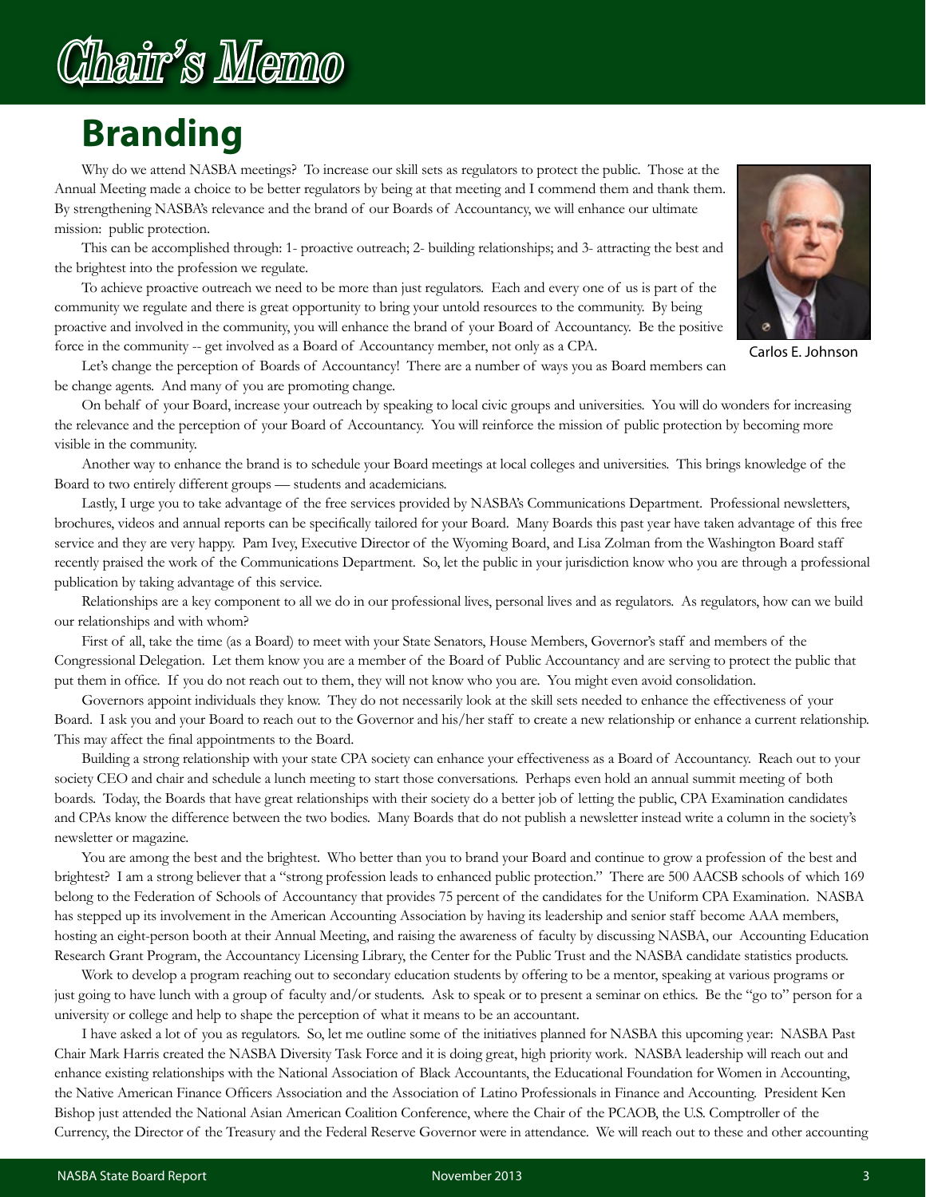# Chair's Memo

## Branding

Why do we attend NASBA meetings? To increase our skill sets as regulators to protect the public. Those at the Annual Meeting made a choice to be better regulators by being at that meeting and I commend them and thank them. By strengthening NASBA's relevance and the brand of our Boards of Accountancy, we will enhance our ultimate mission: public protection.

This can be accomplished through: 1- proactive outreach; 2- building relationships; and 3- attracting the best and the brightest into the profession we regulate.

To achieve proactive outreach we need to be more than just regulators. Each and every one of us is part of the community we regulate and there is great opportunity to bring your untold resources to the community. By being proactive and involved in the community, you will enhance the brand of your Board of Accountancy. Be the positive force in the community -- get involved as a Board of Accountancy member, not only as a CPA.

Carlos E. Johnson

Let's change the perception of Boards of Accountancy! There are a number of ways you as Board members can be change agents. And many of you are promoting change.

On behalf of your Board, increase your outreach by speaking to local civic groups and universities. You will do wonders for increasing the relevance and the perception of your Board of Accountancy. You will reinforce the mission of public protection by becoming more visible in the community.

Another way to enhance the brand is to schedule your Board meetings at local colleges and universities. This brings knowledge of the Board to two entirely different groups — students and academicians.

Lastly, I urge you to take advantage of the free services provided by NASBA's Communications Department. Professional newsletters, brochures, videos and annual reports can be specifically tailored for your Board. Many Boards this past year have taken advantage of this free service and they are very happy. Pam Ivey, Executive Director of the Wyoming Board, and Lisa Zolman from the Washington Board staff recently praised the work of the Communications Department. So, let the public in your jurisdiction know who you are through a professional publication by taking advantage of this service.

Relationships are a key component to all we do in our professional lives, personal lives and as regulators. As regulators, how can we build our relationships and with whom?

First of all, take the time (as a Board) to meet with your State Senators, House Members, Governor's staff and members of the Congressional Delegation. Let them know you are a member of the Board of Public Accountancy and are serving to protect the public that put them in office. If you do not reach out to them, they will not know who you are. You might even avoid consolidation.

Governors appoint individuals they know. They do not necessarily look at the skill sets needed to enhance the effectiveness of your Board. I ask you and your Board to reach out to the Governor and his/her staff to create a new relationship or enhance a current relationship. This may affect the final appointments to the Board.

Building a strong relationship with your state CPA society can enhance your effectiveness as a Board of Accountancy. Reach out to your society CEO and chair and schedule a lunch meeting to start those conversations. Perhaps even hold an annual summit meeting of both boards. Today, the Boards that have great relationships with their society do a better job of letting the public, CPA Examination candidates and CPAs know the difference between the two bodies. Many Boards that do not publish a newsletter instead write a column in the society's newsletter or magazine.

You are among the best and the brightest. Who better than you to brand your Board and continue to grow a profession of the best and brightest? I am a strong believer that a "strong profession leads to enhanced public protection." There are 500 AACSB schools of which 169 belong to the Federation of Schools of Accountancy that provides 75 percent of the candidates for the Uniform CPA Examination. NASBA has stepped up its involvement in the American Accounting Association by having its leadership and senior staff become AAA members, hosting an eight-person booth at their Annual Meeting, and raising the awareness of faculty by discussing NASBA, our Accounting Education Research Grant Program, the Accountancy Licensing Library, the Center for the Public Trust and the NASBA candidate statistics products.

Work to develop a program reaching out to secondary education students by offering to be a mentor, speaking at various programs or just going to have lunch with a group of faculty and/or students. Ask to speak or to present a seminar on ethics. Be the "go to" person for a university or college and help to shape the perception of what it means to be an accountant.

I have asked a lot of you as regulators. So, let me outline some of the initiatives planned for NASBA this upcoming year: NASBA Past Chair Mark Harris created the NASBA Diversity Task Force and it is doing great, high priority work. NASBA leadership will reach out and enhance existing relationships with the National Association of Black Accountants, the Educational Foundation for Women in Accounting, the Native American Finance Officers Association and the Association of Latino Professionals in Finance and Accounting. President Ken Bishop just attended the National Asian American Coalition Conference, where the Chair of the PCAOB, the U.S. Comptroller of the Currency, the Director of the Treasury and the Federal Reserve Governor were in attendance. We will reach out to these and other accounting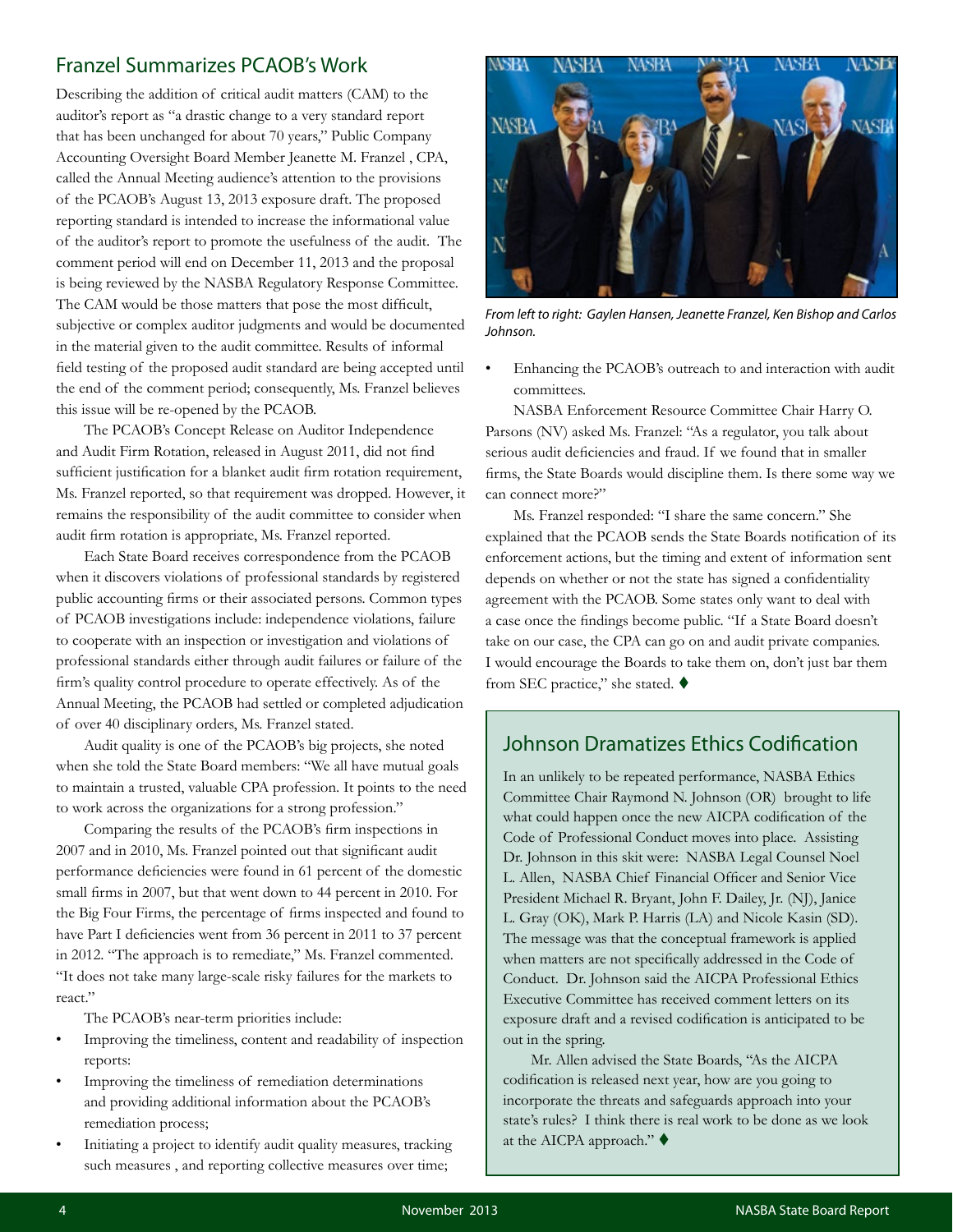## Franzel Summarizes PCAOB's Work

Describing the addition of critical audit matters (CAM) to the auditor's report as "a drastic change to a very standard report that has been unchanged for about 70 years," Public Company Accounting Oversight Board Member Jeanette M. Franzel , CPA, called the Annual Meeting audience's attention to the provisions of the PCAOB's August 13, 2013 exposure draft. The proposed reporting standard is intended to increase the informational value of the auditor's report to promote the usefulness of the audit. The comment period will end on December 11, 2013 and the proposal is being reviewed by the NASBA Regulatory Response Committee. The CAM would be those matters that pose the most difficult, subjective or complex auditor judgments and would be documented in the material given to the audit committee. Results of informal field testing of the proposed audit standard are being accepted until the end of the comment period; consequently, Ms. Franzel believes this issue will be re-opened by the PCAOB.

The PCAOB's Concept Release on Auditor Independence and Audit Firm Rotation, released in August 2011, did not find sufficient justification for a blanket audit firm rotation requirement, Ms. Franzel reported, so that requirement was dropped. However, it remains the responsibility of the audit committee to consider when audit firm rotation is appropriate, Ms. Franzel reported.

Each State Board receives correspondence from the PCAOB when it discovers violations of professional standards by registered public accounting firms or their associated persons. Common types of PCAOB investigations include: independence violations, failure to cooperate with an inspection or investigation and violations of professional standards either through audit failures or failure of the firm's quality control procedure to operate effectively. As of the Annual Meeting, the PCAOB had settled or completed adjudication of over 40 disciplinary orders, Ms. Franzel stated.

Audit quality is one of the PCAOB's big projects, she noted when she told the State Board members: "We all have mutual goals to maintain a trusted, valuable CPA profession. It points to the need to work across the organizations for a strong profession."

Comparing the results of the PCAOB's firm inspections in 2007 and in 2010, Ms. Franzel pointed out that significant audit performance deficiencies were found in 61 percent of the domestic small firms in 2007, but that went down to 44 percent in 2010. For the Big Four Firms, the percentage of firms inspected and found to have Part I deficiencies went from 36 percent in 2011 to 37 percent in 2012. "The approach is to remediate," Ms. Franzel commented. "It does not take many large-scale risky failures for the markets to react."

The PCAOB's near-term priorities include:

- Improving the timeliness, content and readability of inspection reports:
- Improving the timeliness of remediation determinations and providing additional information about the PCAOB's remediation process;
- Initiating a project to identify audit quality measures, tracking such measures , and reporting collective measures over time;
- Enhancing the PCAOB's outreach to and interaction with audit committees.

*From left to right: Gaylen Hansen, Jeanette Franzel, Ken Bishop and Carlos Johnson.*

NASBA Enforcement Resource Committee Chair Harry O. Parsons (NV) asked Ms. Franzel: "As a regulator, you talk about serious audit deficiencies and fraud. If we found that in smaller firms, the State Boards would discipline them. Is there some way we can connect more?"

Ms. Franzel responded: "I share the same concern." She explained that the PCAOB sends the State Boards notification of its enforcement actions, but the timing and extent of information sent depends on whether or not the state has signed a confidentiality agreement with the PCAOB. Some states only want to deal with a case once the findings become public. "If a State Board doesn't take on our case, the CPA can go on and audit private companies. I would encourage the Boards to take them on, don't just bar them from SEC practice," she stated. ♦

## Johnson Dramatizes Ethics Codification

In an unlikely to be repeated performance, NASBA Ethics Committee Chair Raymond N. Johnson (OR) brought to life what could happen once the new AICPA codification of the Code of Professional Conduct moves into place. Assisting Dr. Johnson in this skit were: NASBA Legal Counsel Noel L. Allen, NASBA Chief Financial Officer and Senior Vice President Michael R. Bryant, John F. Dailey, Jr. (NJ), Janice L. Gray (OK), Mark P. Harris (LA) and Nicole Kasin (SD). The message was that the conceptual framework is applied when matters are not specifically addressed in the Code of Conduct. Dr. Johnson said the AICPA Professional Ethics Executive Committee has received comment letters on its exposure draft and a revised codification is anticipated to be out in the spring.

Mr. Allen advised the State Boards, "As the AICPA codification is released next year, how are you going to incorporate the threats and safeguards approach into your state's rules? I think there is real work to be done as we look at the AICPA approach." ♦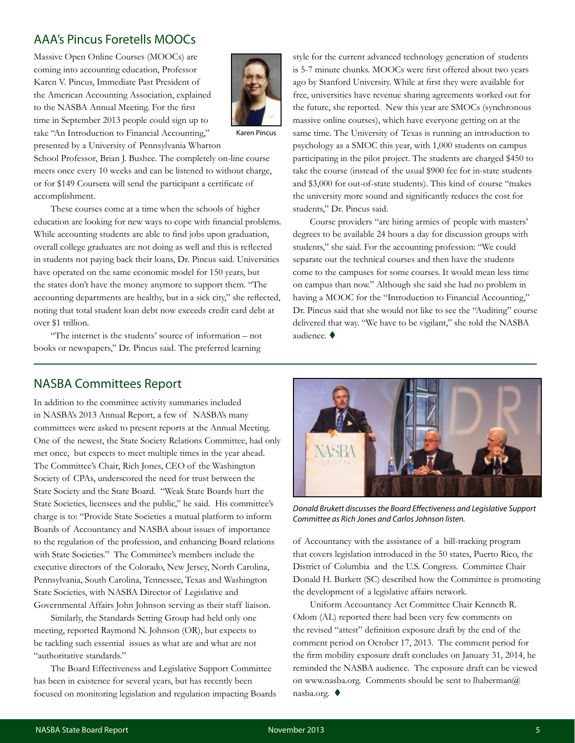## AAA's Pincus Foretells MOOCs

Massive Open Online Courses (MOOCs) are coming into accounting education, Professor Karen V. Pincus, Immediate Past President of the American Accounting Association, explained to the NASBA Annual Meeting. For the first time in September 2013 people could sign up to take "An Introduction to Financial Accounting," presented by a University of Pennsylvania Wharton School Professor, Brian J. Bushee. The completely on-line course meets once every 10 weeks and can be listened to without charge, or for $149 Coursera will send the participant a certificate of accomplishment.

Karen Pincus

These courses come at a time when the schools of higher education are looking for new ways to cope with financial problems. While accounting students are able to find jobs upon graduation, overall college graduates are not doing as well and this is reflected in students not paying back their loans, Dr. Pincus said. Universities have operated on the same economic model for 150 years, but the states don't have the money anymore to support them. "The accounting departments are healthy, but in a sick city," she reflected, noting that total student loan debt now exceeds credit card debt at over $1 trillion.

"The internet is the students' source of information – not books or newspapers," Dr. Pincus said. The preferred learning style for the current advanced technology generation of students is 5-7 minute chunks. MOOCs were first offered about two years ago by Stanford University. While at first they were available for free, universities have revenue sharing agreements worked out for the future, she reported. New this year are SMOCs (synchronous massive online courses), which have everyone getting on at the same time. The University of Texas is running an introduction to psychology as a SMOC this year, with 1,000 students on campus participating in the pilot project. The students are charged $450 to take the course (instead of the usual $900 fee for in-state students and $3,000 for out-of-state students). This kind of course "makes the university more sound and significantly reduces the cost for students," Dr. Pincus said.

Course providers "are hiring armies of people with masters' degrees to be available 24 hours a day for discussion groups with students," she said. For the accounting profession: "We could separate out the technical courses and then have the students come to the campuses for some courses. It would mean less time on campus than now." Although she said she had no problem in having a MOOC for the "Introduction to Financial Accounting," Dr. Pincus said that she would not like to see the "Auditing" course delivered that way. "We have to be vigilant," she told the NASBA audience. ♦

## NASBA Committees Report

In addition to the committee activity summaries included in NASBA's 2013 Annual Report, a few of NASBA's many committees were asked to present reports at the Annual Meeting. One of the newest, the State Society Relations Committee, had only met once, but expects to meet multiple times in the year ahead. The Committee's Chair, Rich Jones, CEO of the Washington Society of CPAs, underscored the need for trust between the State Society and the State Board. "Weak State Boards hurt the State Societies, licensees and the public," he said. His committee's charge is to: "Provide State Societies a mutual platform to inform Boards of Accountancy and NASBA about issues of importance to the regulation of the profession, and enhancing Board relations with State Societies." The Committee's members include the executive directors of the Colorado, New Jersey, North Carolina, Pennsylvania, South Carolina, Tennessee, Texas and Washington State Societies, with NASBA Director of Legislative and Governmental Affairs John Johnson serving as their staff liaison.

Similarly, the Standards Setting Group had held only one meeting, reported Raymond N. Johnson (OR), but expects to be tackling such essential issues as what are and what are not "authoritative standards."

The Board Effectiveness and Legislative Support Committee has been in existence for several years, but has recently been focused on monitoring legislation and regulation impacting Boards of Accountancy with the assistance of a bill-tracking program that covers legislation introduced in the 50 states, Puerto Rico, the District of Columbia and the U.S. Congress. Committee Chair Donald H. Burkett (SC) described how the Committee is promoting the development of a legislative affairs network.

*Donald Brukett discusses the Board Effectiveness and Legislative Support Committee as Rich Jones and Carlos Johnson listen.*

Uniform Accountancy Act Committee Chair Kenneth R. Odom (AL) reported there had been very few comments on the revised "attest" definition exposure draft by the end of the comment period on October 17, 2013. The comment period for the firm mobility exposure draft concludes on January 31, 2014, he reminded the NASBA audience. The exposure draft can be viewed on www.nasba.org. Comments should be sent to lhaberman@nasba.org. ♦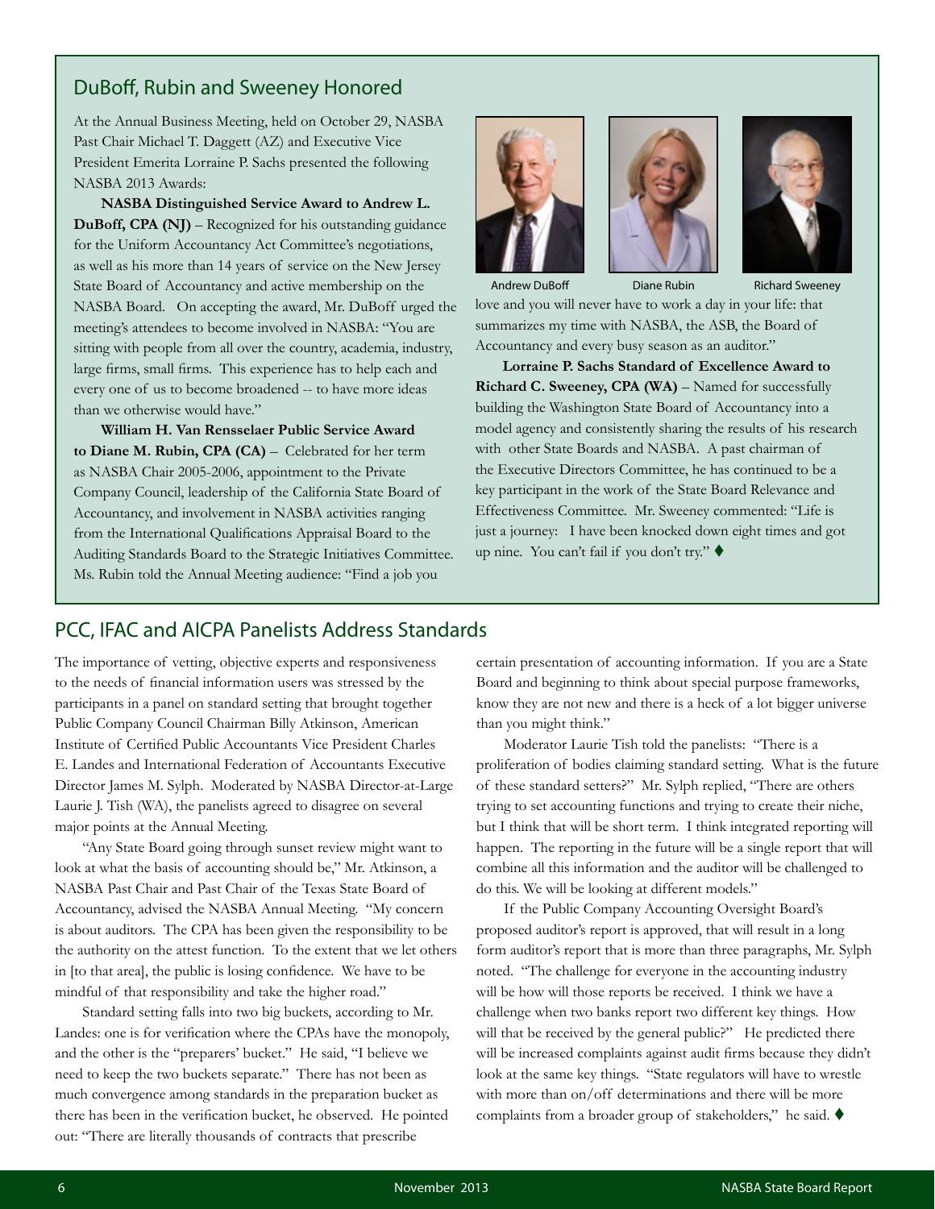## DuBoff, Rubin and Sweeney Honored

At the Annual Business Meeting, held on October 29, NASBA Past Chair Michael T. Daggett (AZ) and Executive Vice President Emerita Lorraine P. Sachs presented the following NASBA 2013 Awards:

**NASBA Distinguished Service Award to Andrew L. DuBoff, CPA (NJ)** – Recognized for his outstanding guidance for the Uniform Accountancy Act Committee's negotiations, as well as his more than 14 years of service on the New Jersey State Board of Accountancy and active membership on the NASBA Board. On accepting the award, Mr. DuBoff urged the meeting's attendees to become involved in NASBA: "You are sitting with people from all over the country, academia, industry, large firms, small firms. This experience has to help each and every one of us to become broadened -- to have more ideas than we otherwise would have."

**William H. Van Rensselaer Public Service Award to Diane M. Rubin, CPA (CA)** – Celebrated for her term as NASBA Chair 2005-2006, appointment to the Private Company Council, leadership of the California State Board of Accountancy, and involvement in NASBA activities ranging from the International Qualifications Appraisal Board to the Auditing Standards Board to the Strategic Initiatives Committee. Ms. Rubin told the Annual Meeting audience: "Find a job you love and you will never have to work a day in your life: that summarizes my time with NASBA, the ASB, the Board of Accountancy and every busy season as an auditor."

Andrew DuBoff Diane Rubin Richard Sweeney

**Lorraine P. Sachs Standard of Excellence Award to Richard C. Sweeney, CPA (WA)** – Named for successfully building the Washington State Board of Accountancy into a model agency and consistently sharing the results of his research with other State Boards and NASBA. A past chairman of the Executive Directors Committee, he has continued to be a key participant in the work of the State Board Relevance and Effectiveness Committee. Mr. Sweeney commented: "Life is just a journey: I have been knocked down eight times and got up nine. You can't fail if you don't try." ♦

## PCC, IFAC and AICPA Panelists Address Standards

The importance of vetting, objective experts and responsiveness to the needs of financial information users was stressed by the participants in a panel on standard setting that brought together Public Company Council Chairman Billy Atkinson, American Institute of Certified Public Accountants Vice President Charles E. Landes and International Federation of Accountants Executive Director James M. Sylph. Moderated by NASBA Director-at-Large Laurie J. Tish (WA), the panelists agreed to disagree on several major points at the Annual Meeting.

"Any State Board going through sunset review might want to look at what the basis of accounting should be," Mr. Atkinson, a NASBA Past Chair and Past Chair of the Texas State Board of Accountancy, advised the NASBA Annual Meeting. "My concern is about auditors. The CPA has been given the responsibility to be the authority on the attest function. To the extent that we let others in [to that area], the public is losing confidence. We have to be mindful of that responsibility and take the higher road."

Standard setting falls into two big buckets, according to Mr. Landes: one is for verification where the CPAs have the monopoly, and the other is the "preparers' bucket." He said, "I believe we need to keep the two buckets separate." There has not been as much convergence among standards in the preparation bucket as there has been in the verification bucket, he observed. He pointed out: "There are literally thousands of contracts that prescribe certain presentation of accounting information. If you are a State Board and beginning to think about special purpose frameworks, know they are not new and there is a heck of a lot bigger universe than you might think."

Moderator Laurie Tish told the panelists: "There is a proliferation of bodies claiming standard setting. What is the future of these standard setters?" Mr. Sylph replied, "There are others trying to set accounting functions and trying to create their niche, but I think that will be short term. I think integrated reporting will happen. The reporting in the future will be a single report that will combine all this information and the auditor will be challenged to do this. We will be looking at different models."

If the Public Company Accounting Oversight Board's proposed auditor's report is approved, that will result in a long form auditor's report that is more than three paragraphs, Mr. Sylph noted. "The challenge for everyone in the accounting industry will be how will those reports be received. I think we have a challenge when two banks report two different key things. How will that be received by the general public?" He predicted there will be increased complaints against audit firms because they didn't look at the same key things. "State regulators will have to wrestle with more than on/off determinations and there will be more complaints from a broader group of stakeholders," he said. ♦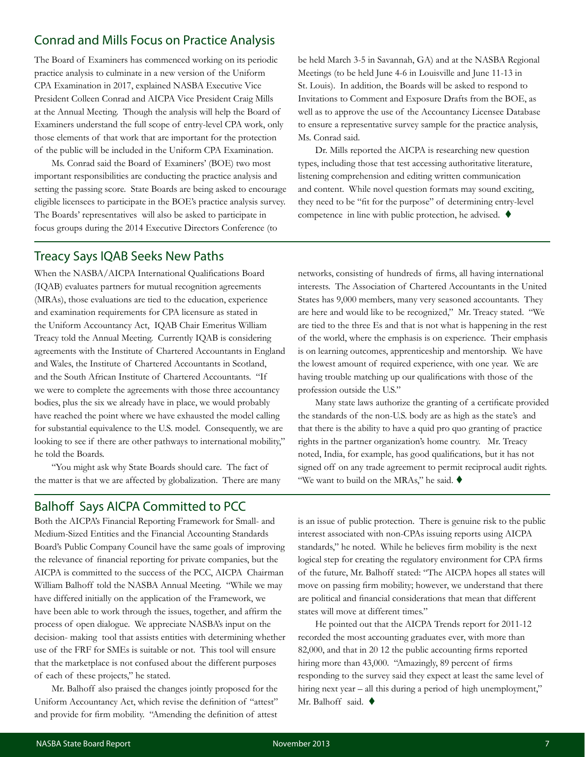## Conrad and Mills Focus on Practice Analysis

The Board of Examiners has commenced working on its periodic practice analysis to culminate in a new version of the Uniform CPA Examination in 2017, explained NASBA Executive Vice President Colleen Conrad and AICPA Vice President Craig Mills at the Annual Meeting. Though the analysis will help the Board of Examiners understand the full scope of entry-level CPA work, only those elements of that work that are important for the protection of the public will be included in the Uniform CPA Examination.

Ms. Conrad said the Board of Examiners' (BOE) two most important responsibilities are conducting the practice analysis and setting the passing score. State Boards are being asked to encourage eligible licensees to participate in the BOE's practice analysis survey. The Boards' representatives will also be asked to participate in focus groups during the 2014 Executive Directors Conference (to be held March 3-5 in Savannah, GA) and at the NASBA Regional Meetings (to be held June 4-6 in Louisville and June 11-13 in St. Louis). In addition, the Boards will be asked to respond to Invitations to Comment and Exposure Drafts from the BOE, as well as to approve the use of the Accountancy Licensee Database to ensure a representative survey sample for the practice analysis, Ms. Conrad said.

Dr. Mills reported the AICPA is researching new question types, including those that test accessing authoritative literature, listening comprehension and editing written communication and content. While novel question formats may sound exciting, they need to be "fit for the purpose" of determining entry-level competence in line with public protection, he advised. ♦

## Treacy Says IQAB Seeks New Paths

When the NASBA/AICPA International Qualifications Board (IQAB) evaluates partners for mutual recognition agreements (MRAs), those evaluations are tied to the education, experience and examination requirements for CPA licensure as stated in the Uniform Accountancy Act, IQAB Chair Emeritus William Treacy told the Annual Meeting. Currently IQAB is considering agreements with the Institute of Chartered Accountants in England and Wales, the Institute of Chartered Accountants in Scotland, and the South African Institute of Chartered Accountants. "If we were to complete the agreements with those three accountancy bodies, plus the six we already have in place, we would probably have reached the point where we have exhausted the model calling for substantial equivalence to the U.S. model. Consequently, we are looking to see if there are other pathways to international mobility," he told the Boards.

"You might ask why State Boards should care. The fact of the matter is that we are affected by globalization. There are many networks, consisting of hundreds of firms, all having international interests. The Association of Chartered Accountants in the United States has 9,000 members, many very seasoned accountants. They are here and would like to be recognized," Mr. Treacy stated. "We are tied to the three Es and that is not what is happening in the rest of the world, where the emphasis is on experience. Their emphasis is on learning outcomes, apprenticeship and mentorship. We have the lowest amount of required experience, with one year. We are having trouble matching up our qualifications with those of the profession outside the U.S."

Many state laws authorize the granting of a certificate provided the standards of the non-U.S. body are as high as the state's and that there is the ability to have a quid pro quo granting of practice rights in the partner organization's home country. Mr. Treacy noted, India, for example, has good qualifications, but it has not signed off on any trade agreement to permit reciprocal audit rights. "We want to build on the MRAs," he said. ♦

## Balhoff Says AICPA Committed to PCC

Both the AICPA's Financial Reporting Framework for Small- and Medium-Sized Entities and the Financial Accounting Standards Board's Public Company Council have the same goals of improving the relevance of financial reporting for private companies, but the AICPA is committed to the success of the PCC, AICPA Chairman William Balhoff told the NASBA Annual Meeting. "While we may have differed initially on the application of the Framework, we have been able to work through the issues, together, and affirm the process of open dialogue. We appreciate NASBA's input on the decision- making tool that assists entities with determining whether use of the FRF for SMEs is suitable or not. This tool will ensure that the marketplace is not confused about the different purposes of each of these projects," he stated.

Mr. Balhoff also praised the changes jointly proposed for the Uniform Accountancy Act, which revise the definition of "attest" and provide for firm mobility. "Amending the definition of attest is an issue of public protection. There is genuine risk to the public interest associated with non-CPAs issuing reports using AICPA standards," he noted. While he believes firm mobility is the next logical step for creating the regulatory environment for CPA firms of the future, Mr. Balhoff stated: "The AICPA hopes all states will move on passing firm mobility; however, we understand that there are political and financial considerations that mean that different states will move at different times."

He pointed out that the AICPA Trends report for 2011-12 recorded the most accounting graduates ever, with more than 82,000, and that in 20 12 the public accounting firms reported hiring more than 43,000. "Amazingly, 89 percent of firms responding to the survey said they expect at least the same level of hiring next year – all this during a period of high unemployment," Mr. Balhoff said. ♦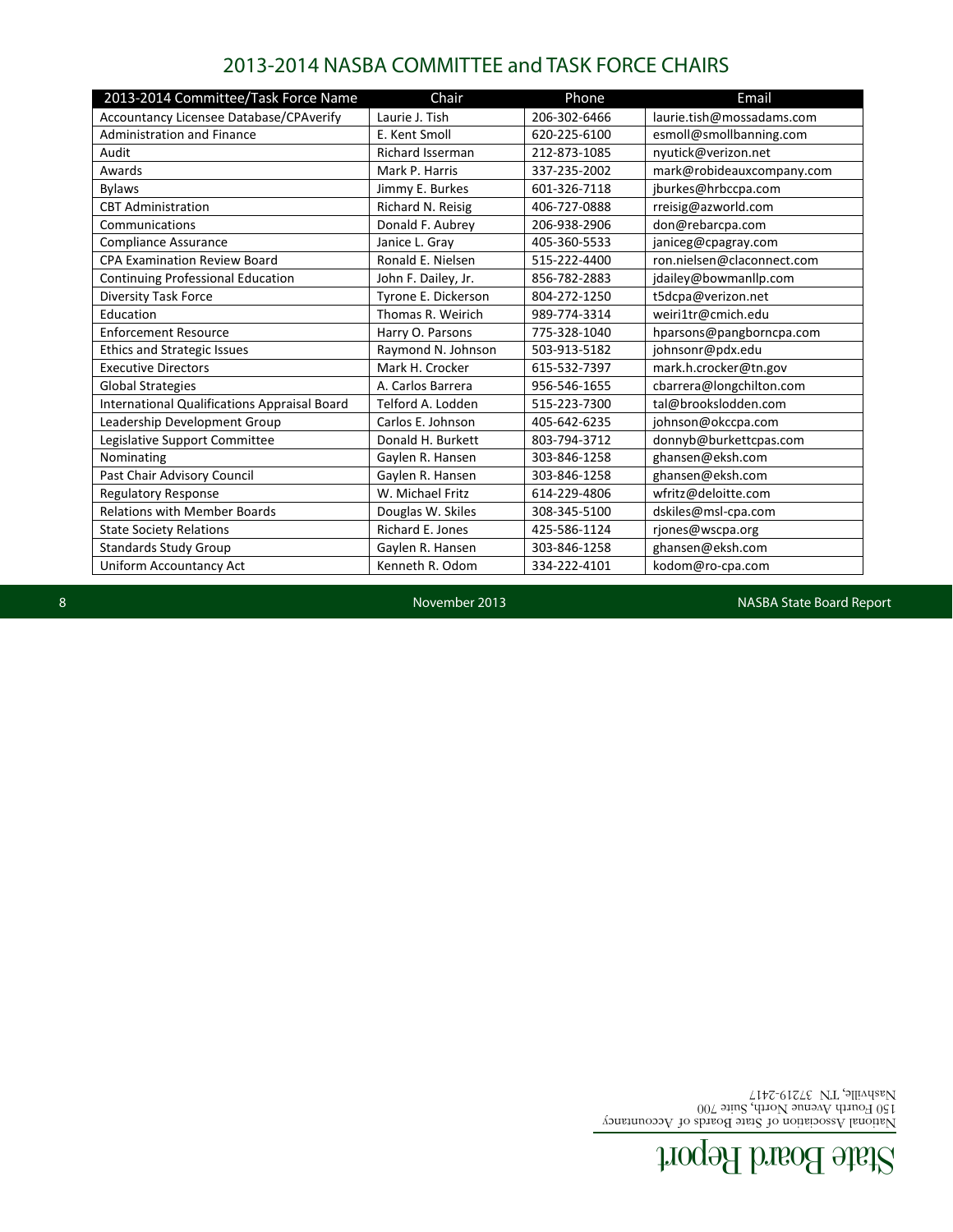## 2013-2014 NASBA COMMITTEE and TASK FORCE CHAIRS

| 2013-2014 Committee/Task Force Name | Chair | Phone | Email |
|---|---|---|---|
| Accountancy Licensee Database/CPAverify | Laurie J. Tish | 206-302-6466 | laurie.tish@mossadams.com |
| Administration and Finance | E. Kent Smoll | 620-225-6100 | esmoll@smollbanning.com |
| Audit | Richard Isserman | 212-873-1085 | nyutick@verizon.net |
| Awards | Mark P. Harris | 337-235-2002 | mark@robideauxcompany.com |
| Bylaws | Jimmy E. Burkes | 601-326-7118 | jburkes@hrbccpa.com |
| CBT Administration | Richard N. Reisig | 406-727-0888 | rreisig@azworld.com |
| Communications | Donald F. Aubrey | 206-938-2906 | don@rebarcpa.com |
| Compliance Assurance | Janice L. Gray | 405-360-5533 | janiceg@cpagray.com |
| CPA Examination Review Board | Ronald E. Nielsen | 515-222-4400 | ron.nielsen@claconnect.com |
| Continuing Professional Education | John F. Dailey, Jr. | 856-782-2883 | jdailey@bowmanllp.com |
| Diversity Task Force | Tyrone E. Dickerson | 804-272-1250 | t5dcpa@verizon.net |
| Education | Thomas R. Weirich | 989-774-3314 | weiri1tr@cmich.edu |
| Enforcement Resource | Harry O. Parsons | 775-328-1040 | hparsons@pangborncpa.com |
| Ethics and Strategic Issues | Raymond N. Johnson | 503-913-5182 | johnsonr@pdx.edu |
| Executive Directors | Mark H. Crocker | 615-532-7397 | mark.h.crocker@tn.gov |
| Global Strategies | A. Carlos Barrera | 956-546-1655 | cbarrera@longchilton.com |
| International Qualifications Appraisal Board | Telford A. Lodden | 515-223-7300 | tal@brookslodden.com |
| Leadership Development Group | Carlos E. Johnson | 405-642-6235 | johnson@okccpa.com |
| Legislative Support Committee | Donald H. Burkett | 803-794-3712 | donnyb@burkettcpas.com |
| Nominating | Gaylen R. Hansen | 303-846-1258 | ghansen@eksh.com |
| Past Chair Advisory Council | Gaylen R. Hansen | 303-846-1258 | ghansen@eksh.com |
| Regulatory Response | W. Michael Fritz | 614-229-4806 | wfritz@deloitte.com |
| Relations with Member Boards | Douglas W. Skiles | 308-345-5100 | dskiles@msl-cpa.com |
| State Society Relations | Richard E. Jones | 425-586-1124 | rjones@wscpa.org |
| Standards Study Group | Gaylen R. Hansen | 303-846-1258 | ghansen@eksh.com |
| Uniform Accountancy Act | Kenneth R. Odom | 334-222-4101 | kodom@ro-cpa.com |

State Board Report

National Association of State Boards of Accountancy
150 Fourth Avenue North, Suite 700
Nashville, TN 37219-2417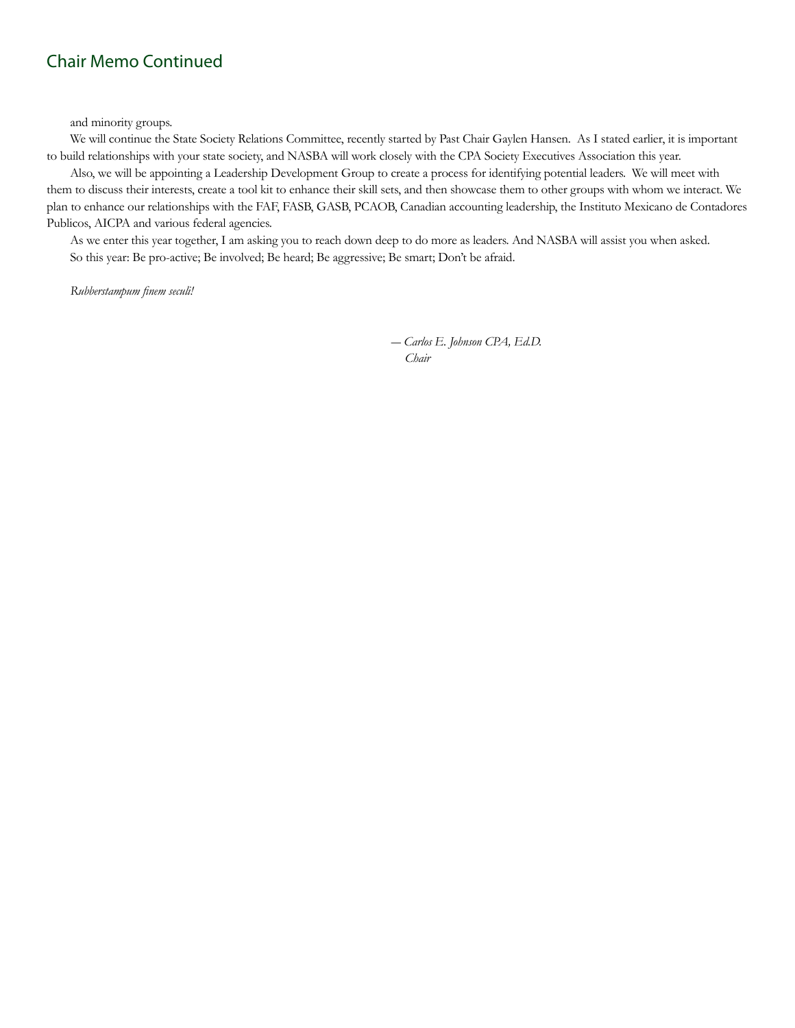## Chair Memo Continued

and minority groups.

We will continue the State Society Relations Committee, recently started by Past Chair Gaylen Hansen. As I stated earlier, it is important to build relationships with your state society, and NASBA will work closely with the CPA Society Executives Association this year.

Also, we will be appointing a Leadership Development Group to create a process for identifying potential leaders. We will meet with them to discuss their interests, create a tool kit to enhance their skill sets, and then showcase them to other groups with whom we interact. We plan to enhance our relationships with the FAF, FASB, GASB, PCAOB, Canadian accounting leadership, the Instituto Mexicano de Contadores Publicos, AICPA and various federal agencies.

As we enter this year together, I am asking you to reach down deep to do more as leaders. And NASBA will assist you when asked.

So this year: Be pro-active; Be involved; Be heard; Be aggressive; Be smart; Don't be afraid.

*Rubberstampum finem seculi!*

*— Carlos E. Johnson CPA, Ed.D.*
*Chair*